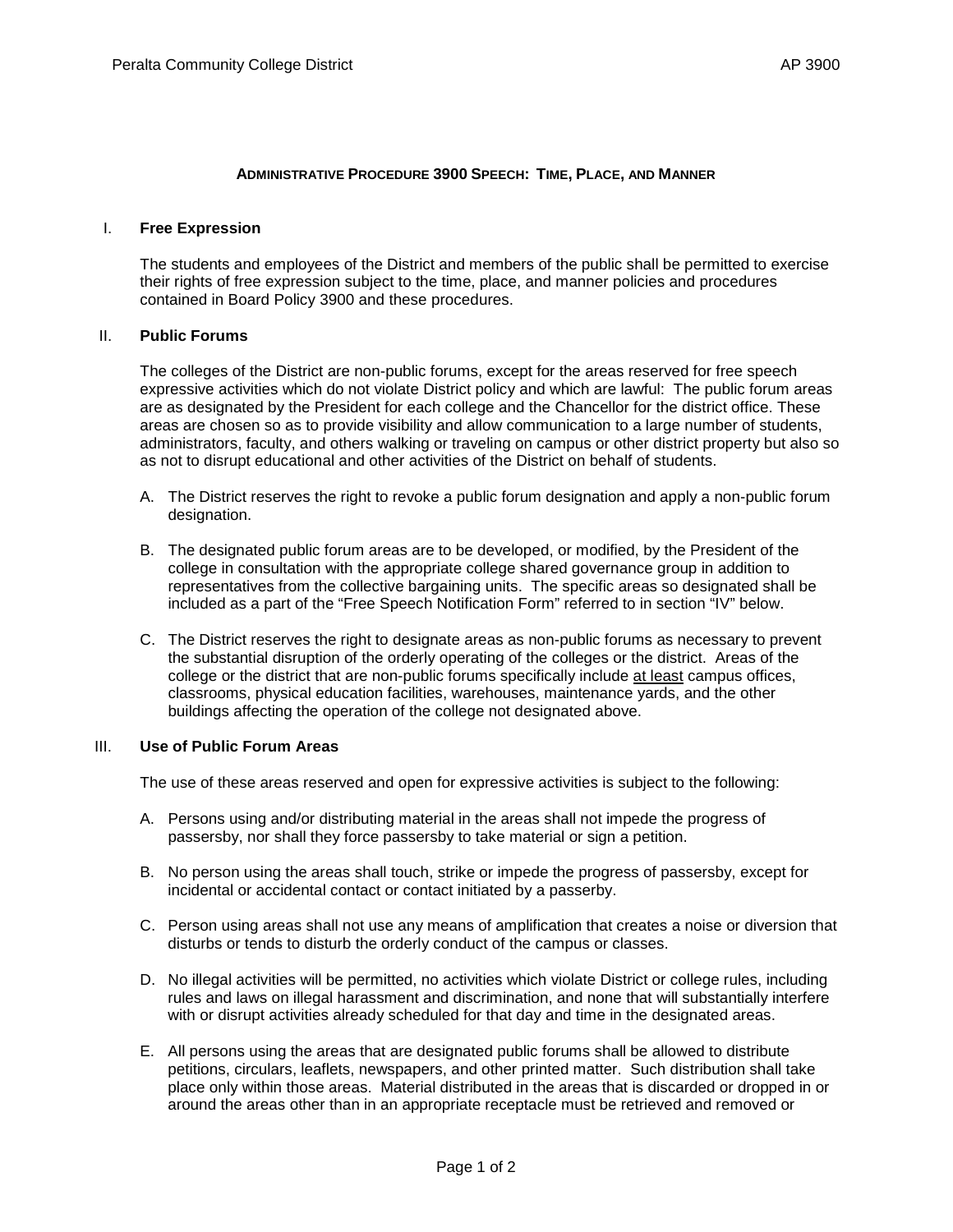# ADMINISTRATIVE PROCEDURE 3900 SPEECH: TIME, PLACE, AND MANNER

## I. Free Expression

The students and employees of the District and members of the public shall be permitted to exercise their rights of free expression subject to the time, place, and manner policies and procedures contained in Board Policy 3900 and these procedures.

## II. Public Forums

The colleges of the District are non-public forums, except for the areas reserved for free speech expressive activities which do not violate District policy and which are lawful: The public forum areas are as designated by the President for each college and the Chancellor for the district office. These areas are chosen so as to provide visibility and allow communication to a large number of students, administrators, faculty, and others walking or traveling on campus or other district property but also so as not to disrupt educational and other activities of the District on behalf of students.

A. The District reserves the right to revoke a public forum designation and apply a non-public forum designation.

B. The designated public forum areas are to be developed, or modified, by the President of the college in consultation with the appropriate college shared governance group in addition to representatives from the collective bargaining units. The specific areas so designated shall be included as a part of the "Free Speech Notification Form" referred to in section "IV" below.

C. The District reserves the right to designate areas as non-public forums as necessary to prevent the substantial disruption of the orderly operating of the colleges or the district. Areas of the college or the district that are non-public forums specifically include <u>at least</u> campus offices, classrooms, physical education facilities, warehouses, maintenance yards, and the other buildings affecting the operation of the college not designated above.

## III. Use of Public Forum Areas

The use of these areas reserved and open for expressive activities is subject to the following:

A. Persons using and/or distributing material in the areas shall not impede the progress of passersby, nor shall they force passersby to take material or sign a petition.

B. No person using the areas shall touch, strike or impede the progress of passersby, except for incidental or accidental contact or contact initiated by a passerby.

C. Person using areas shall not use any means of amplification that creates a noise or diversion that disturbs or tends to disturb the orderly conduct of the campus or classes.

D. No illegal activities will be permitted, no activities which violate District or college rules, including rules and laws on illegal harassment and discrimination, and none that will substantially interfere with or disrupt activities already scheduled for that day and time in the designated areas.

E. All persons using the areas that are designated public forums shall be allowed to distribute petitions, circulars, leaflets, newspapers, and other printed matter. Such distribution shall take place only within those areas. Material distributed in the areas that is discarded or dropped in or around the areas other than in an appropriate receptacle must be retrieved and removed or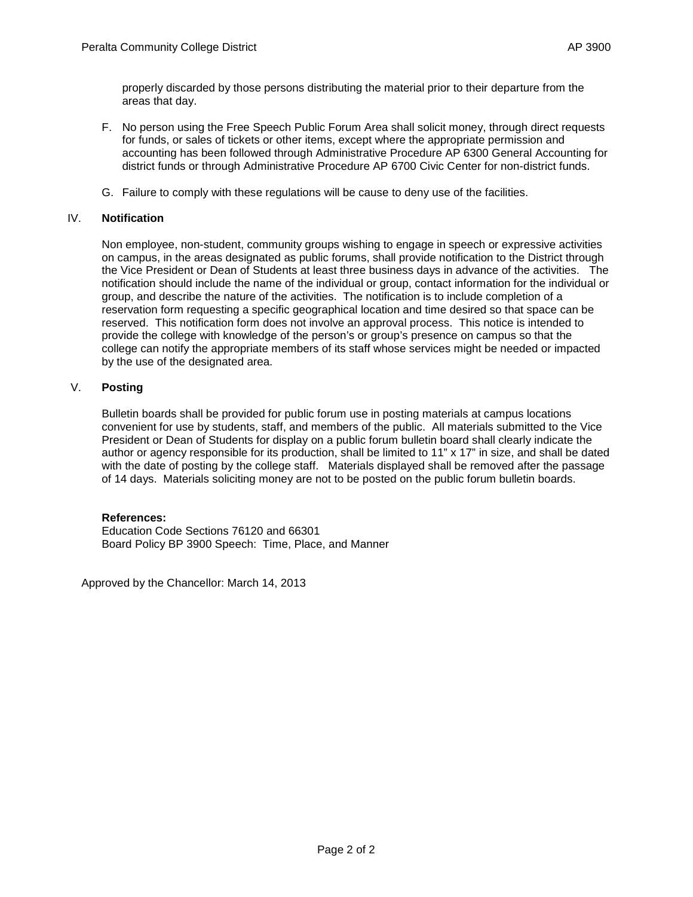properly discarded by those persons distributing the material prior to their departure from the areas that day.

F. No person using the Free Speech Public Forum Area shall solicit money, through direct requests for funds, or sales of tickets or other items, except where the appropriate permission and accounting has been followed through Administrative Procedure AP 6300 General Accounting for district funds or through Administrative Procedure AP 6700 Civic Center for non-district funds.

G. Failure to comply with these regulations will be cause to deny use of the facilities.

## IV. Notification

Non employee, non-student, community groups wishing to engage in speech or expressive activities on campus, in the areas designated as public forums, shall provide notification to the District through the Vice President or Dean of Students at least three business days in advance of the activities. The notification should include the name of the individual or group, contact information for the individual or group, and describe the nature of the activities. The notification is to include completion of a reservation form requesting a specific geographical location and time desired so that space can be reserved. This notification form does not involve an approval process. This notice is intended to provide the college with knowledge of the person's or group's presence on campus so that the college can notify the appropriate members of its staff whose services might be needed or impacted by the use of the designated area.

## V. Posting

Bulletin boards shall be provided for public forum use in posting materials at campus locations convenient for use by students, staff, and members of the public. All materials submitted to the Vice President or Dean of Students for display on a public forum bulletin board shall clearly indicate the author or agency responsible for its production, shall be limited to 11" x 17" in size, and shall be dated with the date of posting by the college staff. Materials displayed shall be removed after the passage of 14 days. Materials soliciting money are not to be posted on the public forum bulletin boards.

**References:**
Education Code Sections 76120 and 66301
Board Policy BP 3900 Speech: Time, Place, and Manner

Approved by the Chancellor: March 14, 2013